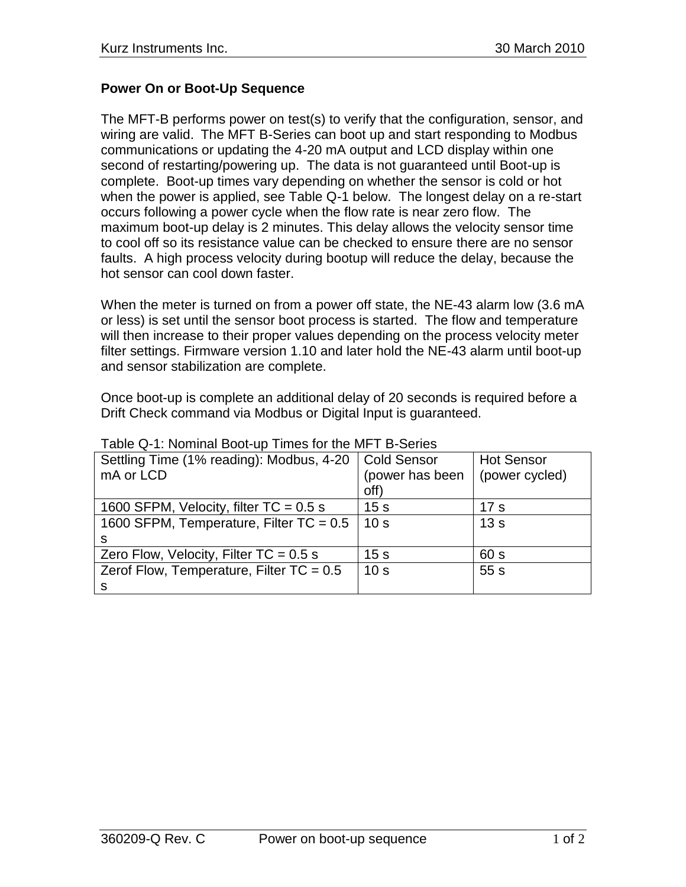## Power On or Boot-Up Sequence

The MFT-B performs power on test(s) to verify that the configuration, sensor, and wiring are valid. The MFT B-Series can boot up and start responding to Modbus communications or updating the 4-20 mA output and LCD display within one second of restarting/powering up. The data is not guaranteed until Boot-up is complete. Boot-up times vary depending on whether the sensor is cold or hot when the power is applied, see Table Q-1 below. The longest delay on a re-start occurs following a power cycle when the flow rate is near zero flow. The maximum boot-up delay is 2 minutes. This delay allows the velocity sensor time to cool off so its resistance value can be checked to ensure there are no sensor faults. A high process velocity during bootup will reduce the delay, because the hot sensor can cool down faster.

When the meter is turned on from a power off state, the NE-43 alarm low (3.6 mA or less) is set until the sensor boot process is started. The flow and temperature will then increase to their proper values depending on the process velocity meter filter settings. Firmware version 1.10 and later hold the NE-43 alarm until boot-up and sensor stabilization are complete.

Once boot-up is complete an additional delay of 20 seconds is required before a Drift Check command via Modbus or Digital Input is guaranteed.

Table Q-1: Nominal Boot-up Times for the MFT B-Series

| Settling Time (1% reading): Modbus, 4-20 mA or LCD | Cold Sensor (power has been off) | Hot Sensor (power cycled) |
|---|---|---|
| 1600 SFPM, Velocity, filter TC = 0.5 s | 15 s | 17 s |
| 1600 SFPM, Temperature, Filter TC = 0.5 s | 10 s | 13 s |
| Zero Flow, Velocity, Filter TC = 0.5 s | 15 s | 60 s |
| Zerof Flow, Temperature, Filter TC = 0.5 s | 10 s | 55 s |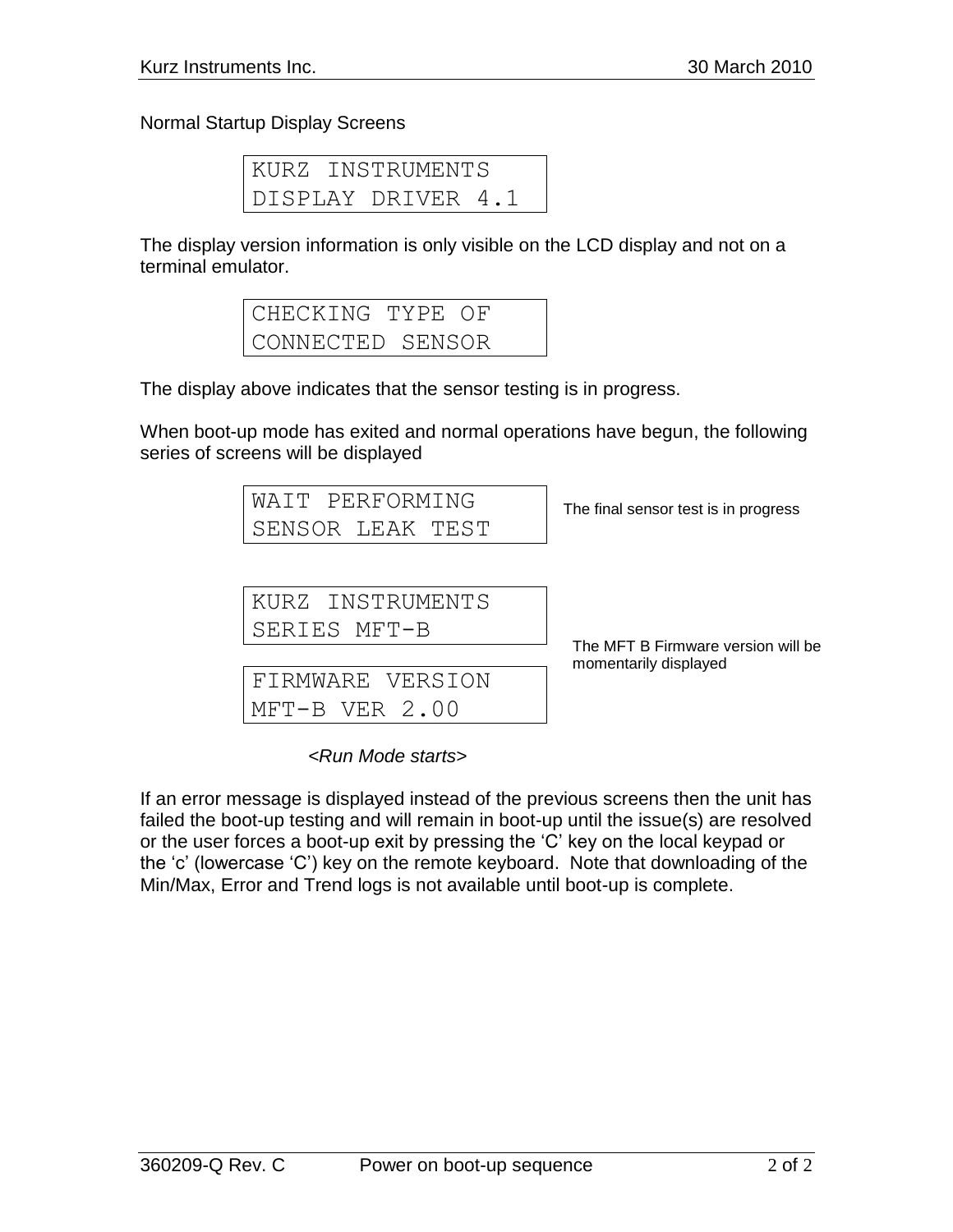Normal Startup Display Screens

```
KURZ INSTRUMENTS
DISPLAY DRIVER 4.1
```

The display version information is only visible on the LCD display and not on a terminal emulator.

```
CHECKING TYPE OF
CONNECTED SENSOR
```

The display above indicates that the sensor testing is in progress.

When boot-up mode has exited and normal operations have begun, the following series of screens will be displayed

```
WAIT PERFORMING
SENSOR LEAK TEST
```

The final sensor test is in progress

```
KURZ INSTRUMENTS
SERIES MFT-B
```

```
FIRMWARE VERSION
MFT-B VER 2.00
```

The MFT B Firmware version will be momentarily displayed

*<Run Mode starts>*

If an error message is displayed instead of the previous screens then the unit has failed the boot-up testing and will remain in boot-up until the issue(s) are resolved or the user forces a boot-up exit by pressing the 'C' key on the local keypad or the 'c' (lowercase 'C') key on the remote keyboard. Note that downloading of the Min/Max, Error and Trend logs is not available until boot-up is complete.